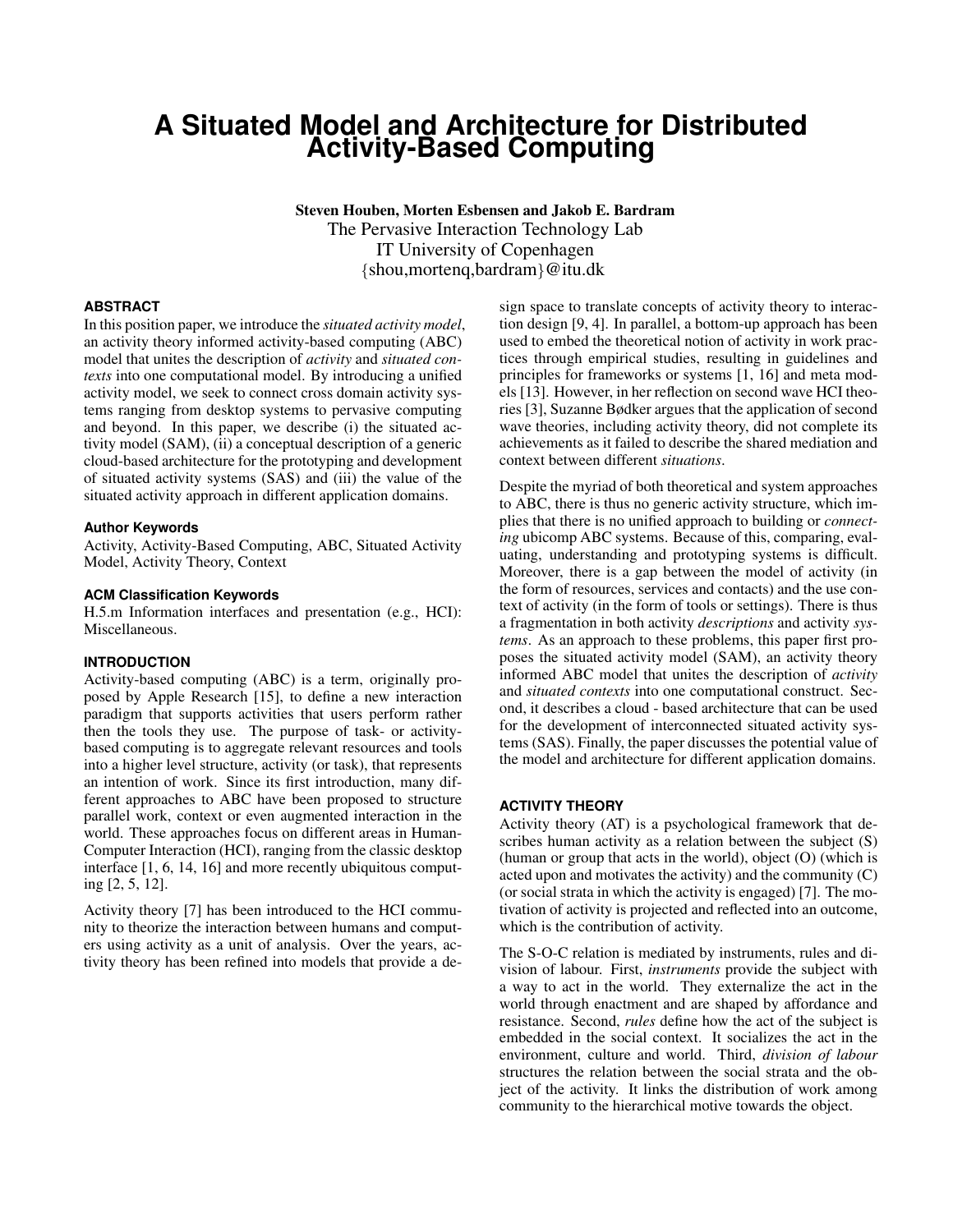# A Situated Model and Architecture for Distributed Activity-Based Computing

**Steven Houben, Morten Esbensen and Jakob E. Bardram**
The Pervasive Interaction Technology Lab
IT University of Copenhagen
{shou,mortenq,bardram}@itu.dk

### ABSTRACT

In this position paper, we introduce the *situated activity model*, an activity theory informed activity-based computing (ABC) model that unites the description of *activity* and *situated contexts* into one computational model. By introducing a unified activity model, we seek to connect cross domain activity systems ranging from desktop systems to pervasive computing and beyond. In this paper, we describe (i) the situated activity model (SAM), (ii) a conceptual description of a generic cloud-based architecture for the prototyping and development of situated activity systems (SAS) and (iii) the value of the situated activity approach in different application domains.

### Author Keywords

Activity, Activity-Based Computing, ABC, Situated Activity Model, Activity Theory, Context

### ACM Classification Keywords

H.5.m Information interfaces and presentation (e.g., HCI): Miscellaneous.

### INTRODUCTION

Activity-based computing (ABC) is a term, originally proposed by Apple Research [15], to define a new interaction paradigm that supports activities that users perform rather then the tools they use. The purpose of task- or activity-based computing is to aggregate relevant resources and tools into a higher level structure, activity (or task), that represents an intention of work. Since its first introduction, many different approaches to ABC have been proposed to structure parallel work, context or even augmented interaction in the world. These approaches focus on different areas in Human-Computer Interaction (HCI), ranging from the classic desktop interface [1, 6, 14, 16] and more recently ubiquitous computing [2, 5, 12].

Activity theory [7] has been introduced to the HCI community to theorize the interaction between humans and computers using activity as a unit of analysis. Over the years, activity theory has been refined into models that provide a design space to translate concepts of activity theory to interaction design [9, 4]. In parallel, a bottom-up approach has been used to embed the theoretical notion of activity in work practices through empirical studies, resulting in guidelines and principles for frameworks or systems [1, 16] and meta models [13]. However, in her reflection on second wave HCI theories [3], Suzanne Bødker argues that the application of second wave theories, including activity theory, did not complete its achievements as it failed to describe the shared mediation and context between different *situations*.

Despite the myriad of both theoretical and system approaches to ABC, there is thus no generic activity structure, which implies that there is no unified approach to building or *connecting* ubicomp ABC systems. Because of this, comparing, evaluating, understanding and prototyping systems is difficult. Moreover, there is a gap between the model of activity (in the form of resources, services and contacts) and the use context of activity (in the form of tools or settings). There is thus a fragmentation in both activity *descriptions* and activity *systems*. As an approach to these problems, this paper first proposes the situated activity model (SAM), an activity theory informed ABC model that unites the description of *activity* and *situated contexts* into one computational construct. Second, it describes a cloud - based architecture that can be used for the development of interconnected situated activity systems (SAS). Finally, the paper discusses the potential value of the model and architecture for different application domains.

### ACTIVITY THEORY

Activity theory (AT) is a psychological framework that describes human activity as a relation between the subject (S) (human or group that acts in the world), object (O) (which is acted upon and motivates the activity) and the community (C) (or social strata in which the activity is engaged) [7]. The motivation of activity is projected and reflected into an outcome, which is the contribution of activity.

The S-O-C relation is mediated by instruments, rules and division of labour. First, *instruments* provide the subject with a way to act in the world. They externalize the act in the world through enactment and are shaped by affordance and resistance. Second, *rules* define how the act of the subject is embedded in the social context. It socializes the act in the environment, culture and world. Third, *division of labour* structures the relation between the social strata and the object of the activity. It links the distribution of work among community to the hierarchical motive towards the object.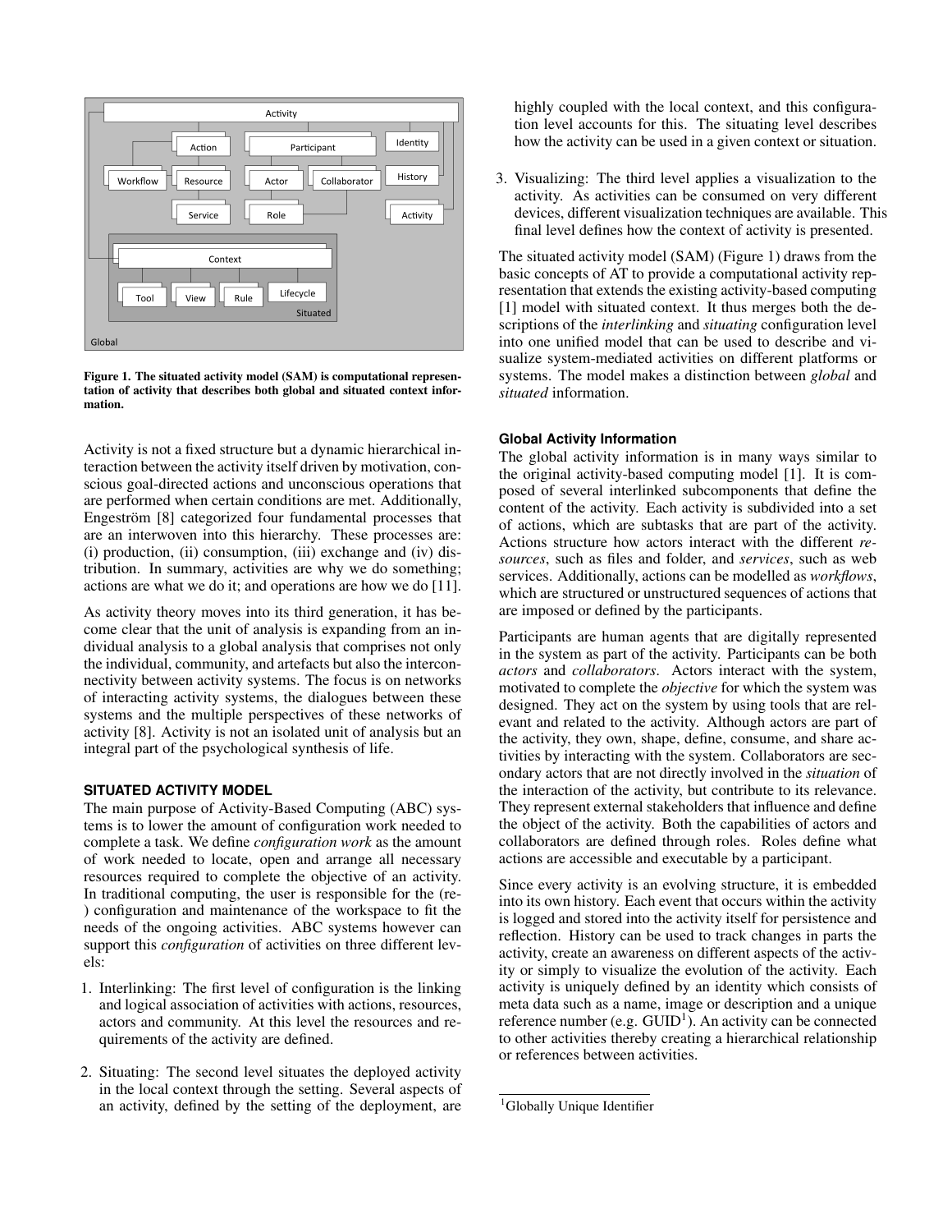Figure 1. The situated activity model (SAM) is computational representation of activity that describes both global and situated context information.

Activity is not a fixed structure but a dynamic hierarchical interaction between the activity itself driven by motivation, conscious goal-directed actions and unconscious operations that are performed when certain conditions are met. Additionally, Engeström [8] categorized four fundamental processes that are an interwoven into this hierarchy. These processes are: (i) production, (ii) consumption, (iii) exchange and (iv) distribution. In summary, activities are why we do something; actions are what we do it; and operations are how we do [11].

As activity theory moves into its third generation, it has become clear that the unit of analysis is expanding from an individual analysis to a global analysis that comprises not only the individual, community, and artefacts but also the interconnectivity between activity systems. The focus is on networks of interacting activity systems, the dialogues between these systems and the multiple perspectives of these networks of activity [8]. Activity is not an isolated unit of analysis but an integral part of the psychological synthesis of life.

## SITUATED ACTIVITY MODEL

The main purpose of Activity-Based Computing (ABC) systems is to lower the amount of configuration work needed to complete a task. We define *configuration work* as the amount of work needed to locate, open and arrange all necessary resources required to complete the objective of an activity. In traditional computing, the user is responsible for the (re-) configuration and maintenance of the workspace to fit the needs of the ongoing activities. ABC systems however can support this *configuration* of activities on three different levels:

1. Interlinking: The first level of configuration is the linking and logical association of activities with actions, resources, actors and community. At this level the resources and requirements of the activity are defined.
2. Situating: The second level situates the deployed activity in the local context through the setting. Several aspects of an activity, defined by the setting of the deployment, are highly coupled with the local context, and this configuration level accounts for this. The situating level describes how the activity can be used in a given context or situation.
3. Visualizing: The third level applies a visualization to the activity. As activities can be consumed on very different devices, different visualization techniques are available. This final level defines how the context of activity is presented.

The situated activity model (SAM) (Figure 1) draws from the basic concepts of AT to provide a computational activity representation that extends the existing activity-based computing [1] model with situated context. It thus merges both the descriptions of the *interlinking* and *situating* configuration level into one unified model that can be used to describe and visualize system-mediated activities on different platforms or systems. The model makes a distinction between *global* and *situated* information.

### Global Activity Information

The global activity information is in many ways similar to the original activity-based computing model [1]. It is composed of several interlinked subcomponents that define the content of the activity. Each activity is subdivided into a set of actions, which are subtasks that are part of the activity. Actions structure how actors interact with the different *resources*, such as files and folder, and *services*, such as web services. Additionally, actions can be modelled as *workflows*, which are structured or unstructured sequences of actions that are imposed or defined by the participants.

Participants are human agents that are digitally represented in the system as part of the activity. Participants can be both *actors* and *collaborators*. Actors interact with the system, motivated to complete the *objective* for which the system was designed. They act on the system by using tools that are relevant and related to the activity. Although actors are part of the activity, they own, shape, define, consume, and share activities by interacting with the system. Collaborators are secondary actors that are not directly involved in the *situation* of the interaction of the activity, but contribute to its relevance. They represent external stakeholders that influence and define the object of the activity. Both the capabilities of actors and collaborators are defined through roles. Roles define what actions are accessible and executable by a participant.

Since every activity is an evolving structure, it is embedded into its own history. Each event that occurs within the activity is logged and stored into the activity itself for persistence and reflection. History can be used to track changes in parts the activity, create an awareness on different aspects of the activity or simply to visualize the evolution of the activity. Each activity is uniquely defined by an identity which consists of meta data such as a name, image or description and a unique reference number (e.g. GUID[1]). An activity can be connected to other activities thereby creating a hierarchical relationship or references between activities.

[1] Globally Unique Identifier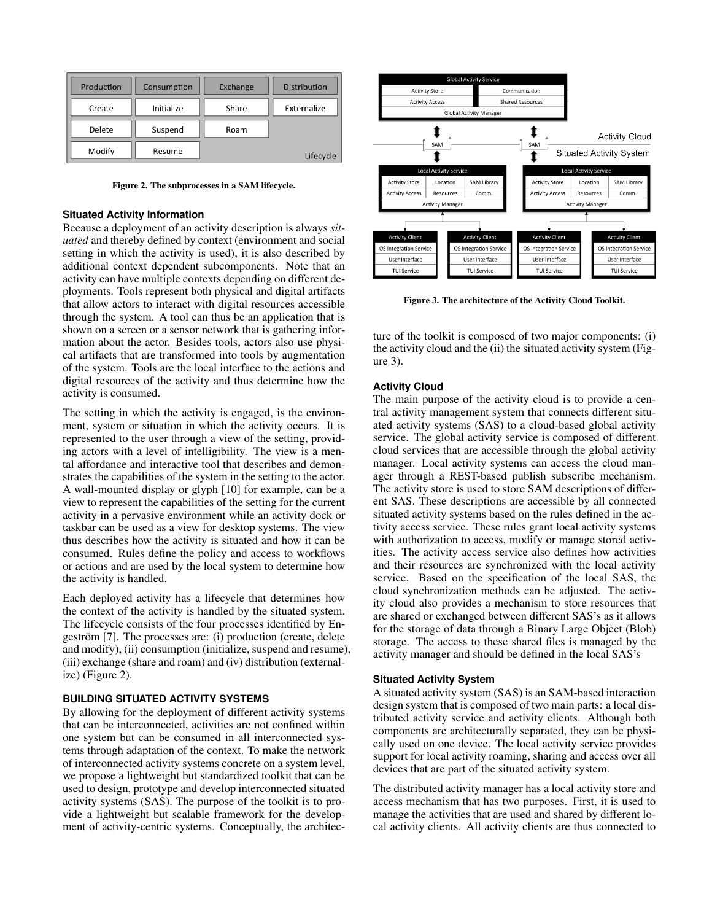Figure 2. The subprocesses in a SAM lifecycle.

### Situated Activity Information

Because a deployment of an activity description is always *situated* and thereby defined by context (environment and social setting in which the activity is used), it is also described by additional context dependent subcomponents. Note that an activity can have multiple contexts depending on different deployments. Tools represent both physical and digital artifacts that allow actors to interact with digital resources accessible through the system. A tool can thus be an application that is shown on a screen or a sensor network that is gathering information about the actor. Besides tools, actors also use physical artifacts that are transformed into tools by augmentation of the system. Tools are the local interface to the actions and digital resources of the activity and thus determine how the activity is consumed.

The setting in which the activity is engaged, is the environment, system or situation in which the activity occurs. It is represented to the user through a view of the setting, providing actors with a level of intelligibility. The view is a mental affordance and interactive tool that describes and demonstrates the capabilities of the system in the setting to the actor. A wall-mounted display or glyph [10] for example, can be a view to represent the capabilities of the setting for the current activity in a pervasive environment while an activity dock or taskbar can be used as a view for desktop systems. The view thus describes how the activity is situated and how it can be consumed. Rules define the policy and access to workflows or actions and are used by the local system to determine how the activity is handled.

Each deployed activity has a lifecycle that determines how the context of the activity is handled by the situated system. The lifecycle consists of the four processes identified by Engeström [7]. The processes are: (i) production (create, delete and modify), (ii) consumption (initialize, suspend and resume), (iii) exchange (share and roam) and (iv) distribution (externalize) (Figure 2).

## BUILDING SITUATED ACTIVITY SYSTEMS

By allowing for the deployment of different activity systems that can be interconnected, activities are not confined within one system but can be consumed in all interconnected systems through adaptation of the context. To make the network of interconnected activity systems concrete on a system level, we propose a lightweight but standardized toolkit that can be used to design, prototype and develop interconnected situated activity systems (SAS). The purpose of the toolkit is to provide a lightweight but scalable framework for the development of activity-centric systems. Conceptually, the architecture of the toolkit is composed of two major components: (i) the activity cloud and the (ii) the situated activity system (Figure 3).

Figure 3. The architecture of the Activity Cloud Toolkit.

### Activity Cloud

The main purpose of the activity cloud is to provide a central activity management system that connects different situated activity systems (SAS) to a cloud-based global activity service. The global activity service is composed of different cloud services that are accessible through the global activity manager. Local activity systems can access the cloud manager through a REST-based publish subscribe mechanism. The activity store is used to store SAM descriptions of different SAS. These descriptions are accessible by all connected situated activity systems based on the rules defined in the activity access service. These rules grant local activity systems with authorization to access, modify or manage stored activities. The activity access service also defines how activities and their resources are synchronized with the local activity service. Based on the specification of the local SAS, the cloud synchronization methods can be adjusted. The activity cloud also provides a mechanism to store resources that are shared or exchanged between different SAS's as it allows for the storage of data through a Binary Large Object (Blob) storage. The access to these shared files is managed by the activity manager and should be defined in the local SAS's

### Situated Activity System

A situated activity system (SAS) is an SAM-based interaction design system that is composed of two main parts: a local distributed activity service and activity clients. Although both components are architecturally separated, they can be physically used on one device. The local activity service provides support for local activity roaming, sharing and access over all devices that are part of the situated activity system.

The distributed activity manager has a local activity store and access mechanism that has two purposes. First, it is used to manage the activities that are used and shared by different local activity clients. All activity clients are thus connected to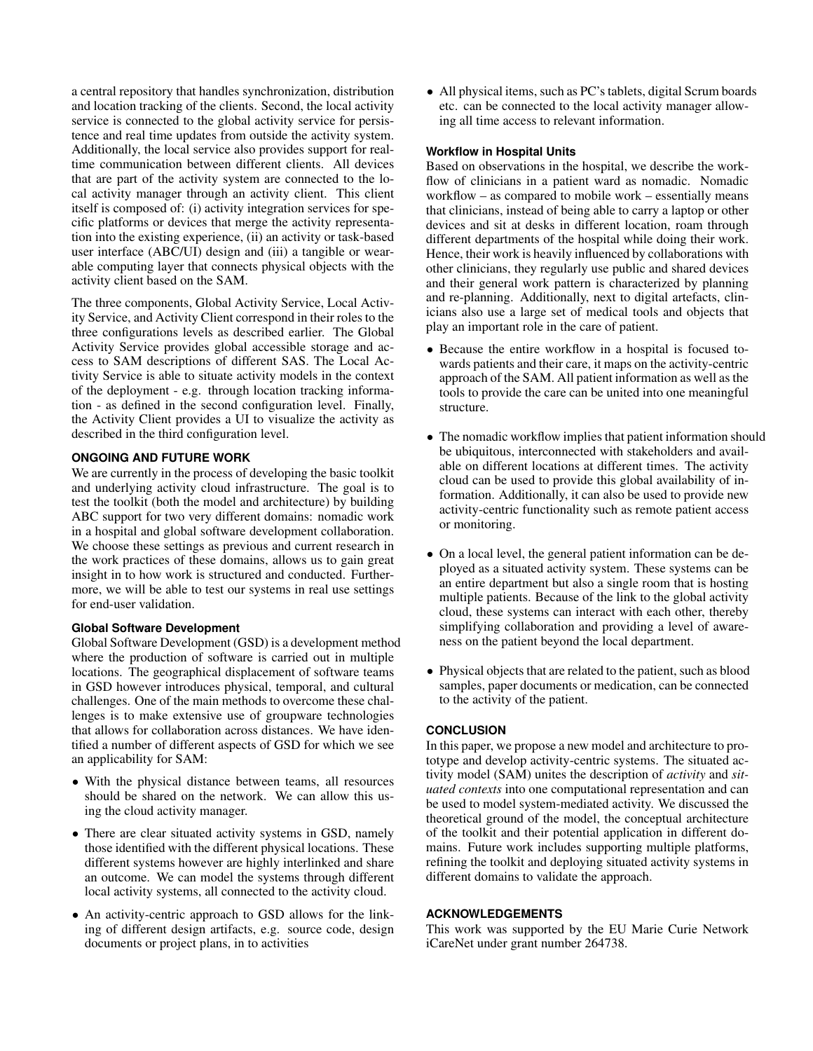a central repository that handles synchronization, distribution and location tracking of the clients. Second, the local activity service is connected to the global activity service for persistence and real time updates from outside the activity system. Additionally, the local service also provides support for real-time communication between different clients. All devices that are part of the activity system are connected to the local activity manager through an activity client. This client itself is composed of: (i) activity integration services for specific platforms or devices that merge the activity representation into the existing experience, (ii) an activity or task-based user interface (ABC/UI) design and (iii) a tangible or wearable computing layer that connects physical objects with the activity client based on the SAM.

The three components, Global Activity Service, Local Activity Service, and Activity Client correspond in their roles to the three configurations levels as described earlier. The Global Activity Service provides global accessible storage and access to SAM descriptions of different SAS. The Local Activity Service is able to situate activity models in the context of the deployment - e.g. through location tracking information - as defined in the second configuration level. Finally, the Activity Client provides a UI to visualize the activity as described in the third configuration level.

## ONGOING AND FUTURE WORK

We are currently in the process of developing the basic toolkit and underlying activity cloud infrastructure. The goal is to test the toolkit (both the model and architecture) by building ABC support for two very different domains: nomadic work in a hospital and global software development collaboration. We choose these settings as previous and current research in the work practices of these domains, allows us to gain great insight in to how work is structured and conducted. Furthermore, we will be able to test our systems in real use settings for end-user validation.

### Global Software Development

Global Software Development (GSD) is a development method where the production of software is carried out in multiple locations. The geographical displacement of software teams in GSD however introduces physical, temporal, and cultural challenges. One of the main methods to overcome these challenges is to make extensive use of groupware technologies that allows for collaboration across distances. We have identified a number of different aspects of GSD for which we see an applicability for SAM:

- With the physical distance between teams, all resources should be shared on the network. We can allow this using the cloud activity manager.
- There are clear situated activity systems in GSD, namely those identified with the different physical locations. These different systems however are highly interlinked and share an outcome. We can model the systems through different local activity systems, all connected to the activity cloud.
- An activity-centric approach to GSD allows for the linking of different design artifacts, e.g. source code, design documents or project plans, in to activities
- All physical items, such as PC's tablets, digital Scrum boards etc. can be connected to the local activity manager allowing all time access to relevant information.

### Workflow in Hospital Units

Based on observations in the hospital, we describe the workflow of clinicians in a patient ward as nomadic. Nomadic workflow – as compared to mobile work – essentially means that clinicians, instead of being able to carry a laptop or other devices and sit at desks in different location, roam through different departments of the hospital while doing their work. Hence, their work is heavily influenced by collaborations with other clinicians, they regularly use public and shared devices and their general work pattern is characterized by planning and re-planning. Additionally, next to digital artefacts, clinicians also use a large set of medical tools and objects that play an important role in the care of patient.

- Because the entire workflow in a hospital is focused towards patients and their care, it maps on the activity-centric approach of the SAM. All patient information as well as the tools to provide the care can be united into one meaningful structure.
- The nomadic workflow implies that patient information should be ubiquitous, interconnected with stakeholders and available on different locations at different times. The activity cloud can be used to provide this global availability of information. Additionally, it can also be used to provide new activity-centric functionality such as remote patient access or monitoring.
- On a local level, the general patient information can be deployed as a situated activity system. These systems can be an entire department but also a single room that is hosting multiple patients. Because of the link to the global activity cloud, these systems can interact with each other, thereby simplifying collaboration and providing a level of awareness on the patient beyond the local department.
- Physical objects that are related to the patient, such as blood samples, paper documents or medication, can be connected to the activity of the patient.

## CONCLUSION

In this paper, we propose a new model and architecture to prototype and develop activity-centric systems. The situated activity model (SAM) unites the description of *activity* and *situated contexts* into one computational representation and can be used to model system-mediated activity. We discussed the theoretical ground of the model, the conceptual architecture of the toolkit and their potential application in different domains. Future work includes supporting multiple platforms, refining the toolkit and deploying situated activity systems in different domains to validate the approach.

## ACKNOWLEDGEMENTS

This work was supported by the EU Marie Curie Network iCareNet under grant number 264738.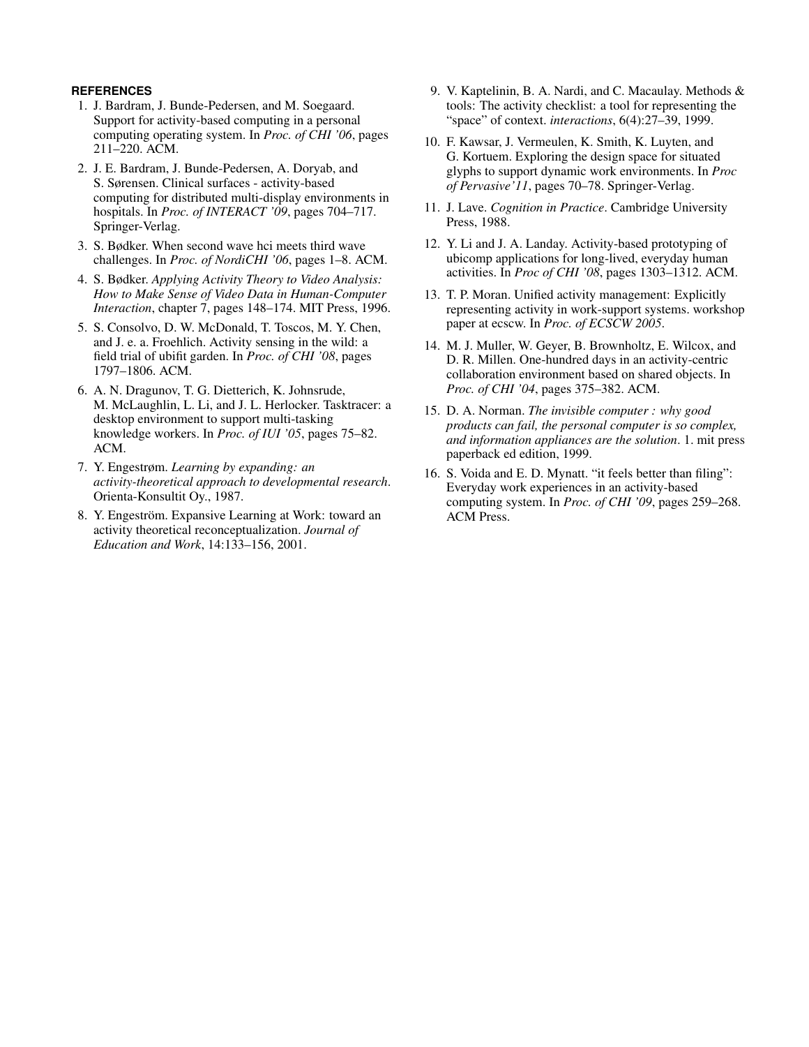## REFERENCES

1. J. Bardram, J. Bunde-Pedersen, and M. Soegaard. Support for activity-based computing in a personal computing operating system. In *Proc. of CHI '06*, pages 211–220. ACM.
2. J. E. Bardram, J. Bunde-Pedersen, A. Doryab, and S. Sørensen. Clinical surfaces - activity-based computing for distributed multi-display environments in hospitals. In *Proc. of INTERACT '09*, pages 704–717. Springer-Verlag.
3. S. Bødker. When second wave hci meets third wave challenges. In *Proc. of NordiCHI '06*, pages 1–8. ACM.
4. S. Bødker. *Applying Activity Theory to Video Analysis: How to Make Sense of Video Data in Human-Computer Interaction*, chapter 7, pages 148–174. MIT Press, 1996.
5. S. Consolvo, D. W. McDonald, T. Toscos, M. Y. Chen, and J. e. a. Froehlich. Activity sensing in the wild: a field trial of ubifit garden. In *Proc. of CHI '08*, pages 1797–1806. ACM.
6. A. N. Dragunov, T. G. Dietterich, K. Johnsrude, M. McLaughlin, L. Li, and J. L. Herlocker. Tasktracer: a desktop environment to support multi-tasking knowledge workers. In *Proc. of IUI '05*, pages 75–82. ACM.
7. Y. Engestrøm. *Learning by expanding: an activity-theoretical approach to developmental research*. Orienta-Konsultit Oy., 1987.
8. Y. Engeström. Expansive Learning at Work: toward an activity theoretical reconceptualization. *Journal of Education and Work*, 14:133–156, 2001.
9. V. Kaptelinin, B. A. Nardi, and C. Macaulay. Methods & tools: The activity checklist: a tool for representing the "space" of context. *interactions*, 6(4):27–39, 1999.
10. F. Kawsar, J. Vermeulen, K. Smith, K. Luyten, and G. Kortuem. Exploring the design space for situated glyphs to support dynamic work environments. In *Proc of Pervasive'11*, pages 70–78. Springer-Verlag.
11. J. Lave. *Cognition in Practice*. Cambridge University Press, 1988.
12. Y. Li and J. A. Landay. Activity-based prototyping of ubicomp applications for long-lived, everyday human activities. In *Proc of CHI '08*, pages 1303–1312. ACM.
13. T. P. Moran. Unified activity management: Explicitly representing activity in work-support systems. workshop paper at ecscw. In *Proc. of ECSCW 2005*.
14. M. J. Muller, W. Geyer, B. Brownholtz, E. Wilcox, and D. R. Millen. One-hundred days in an activity-centric collaboration environment based on shared objects. In *Proc. of CHI '04*, pages 375–382. ACM.
15. D. A. Norman. *The invisible computer : why good products can fail, the personal computer is so complex, and information appliances are the solution*. 1. mit press paperback ed edition, 1999.
16. S. Voida and E. D. Mynatt. "it feels better than filing": Everyday work experiences in an activity-based computing system. In *Proc. of CHI '09*, pages 259–268. ACM Press.